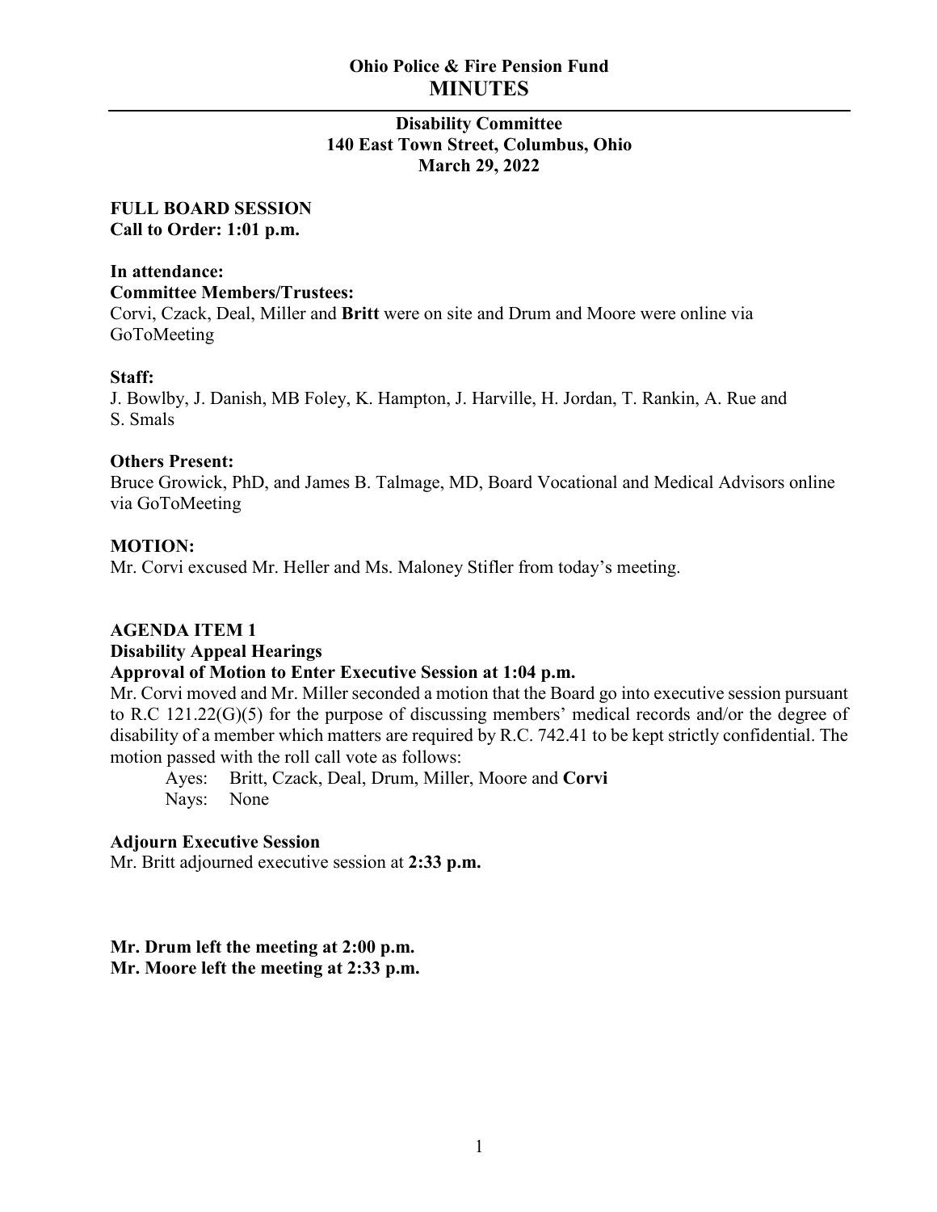# Ohio Police & Fire Pension Fund
# MINUTES

## Disability Committee
## 140 East Town Street, Columbus, Ohio
## March 29, 2022

**FULL BOARD SESSION**
**Call to Order: 1:01 p.m.**

**In attendance:**
**Committee Members/Trustees:**
Corvi, Czack, Deal, Miller and **Britt** were on site and Drum and Moore were online via GoToMeeting

**Staff:**
J. Bowlby, J. Danish, MB Foley, K. Hampton, J. Harville, H. Jordan, T. Rankin, A. Rue and S. Smals

**Others Present:**
Bruce Growick, PhD, and James B. Talmage, MD, Board Vocational and Medical Advisors online via GoToMeeting

**MOTION:**
Mr. Corvi excused Mr. Heller and Ms. Maloney Stifler from today's meeting.

**AGENDA ITEM 1**
**Disability Appeal Hearings**
**Approval of Motion to Enter Executive Session at 1:04 p.m.**
Mr. Corvi moved and Mr. Miller seconded a motion that the Board go into executive session pursuant to R.C 121.22(G)(5) for the purpose of discussing members' medical records and/or the degree of disability of a member which matters are required by R.C. 742.41 to be kept strictly confidential. The motion passed with the roll call vote as follows:

Ayes: Britt, Czack, Deal, Drum, Miller, Moore and **Corvi**
Nays: None

**Adjourn Executive Session**
Mr. Britt adjourned executive session at **2:33 p.m.**

**Mr. Drum left the meeting at 2:00 p.m.**
**Mr. Moore left the meeting at 2:33 p.m.**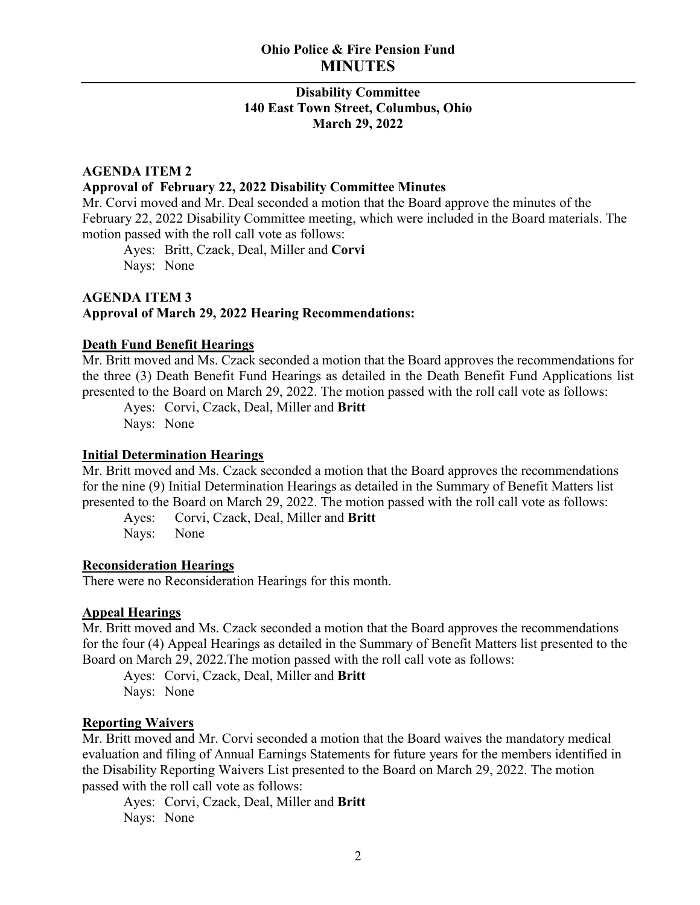# Ohio Police & Fire Pension Fund
# MINUTES

**Disability Committee**
**140 East Town Street, Columbus, Ohio**
**March 29, 2022**

**AGENDA ITEM 2**
**Approval of February 22, 2022 Disability Committee Minutes**

Mr. Corvi moved and Mr. Deal seconded a motion that the Board approve the minutes of the February 22, 2022 Disability Committee meeting, which were included in the Board materials. The motion passed with the roll call vote as follows:

Ayes: Britt, Czack, Deal, Miller and **Corvi**
Nays: None

**AGENDA ITEM 3**
**Approval of March 29, 2022 Hearing Recommendations:**

**Death Fund Benefit Hearings**

Mr. Britt moved and Ms. Czack seconded a motion that the Board approves the recommendations for the three (3) Death Benefit Fund Hearings as detailed in the Death Benefit Fund Applications list presented to the Board on March 29, 2022. The motion passed with the roll call vote as follows:

Ayes: Corvi, Czack, Deal, Miller and **Britt**
Nays: None

**Initial Determination Hearings**

Mr. Britt moved and Ms. Czack seconded a motion that the Board approves the recommendations for the nine (9) Initial Determination Hearings as detailed in the Summary of Benefit Matters list presented to the Board on March 29, 2022. The motion passed with the roll call vote as follows:

Ayes: Corvi, Czack, Deal, Miller and **Britt**
Nays: None

**Reconsideration Hearings**

There were no Reconsideration Hearings for this month.

**Appeal Hearings**

Mr. Britt moved and Ms. Czack seconded a motion that the Board approves the recommendations for the four (4) Appeal Hearings as detailed in the Summary of Benefit Matters list presented to the Board on March 29, 2022.The motion passed with the roll call vote as follows:

Ayes: Corvi, Czack, Deal, Miller and **Britt**
Nays: None

**Reporting Waivers**

Mr. Britt moved and Mr. Corvi seconded a motion that the Board waives the mandatory medical evaluation and filing of Annual Earnings Statements for future years for the members identified in the Disability Reporting Waivers List presented to the Board on March 29, 2022. The motion passed with the roll call vote as follows:

Ayes: Corvi, Czack, Deal, Miller and **Britt**
Nays: None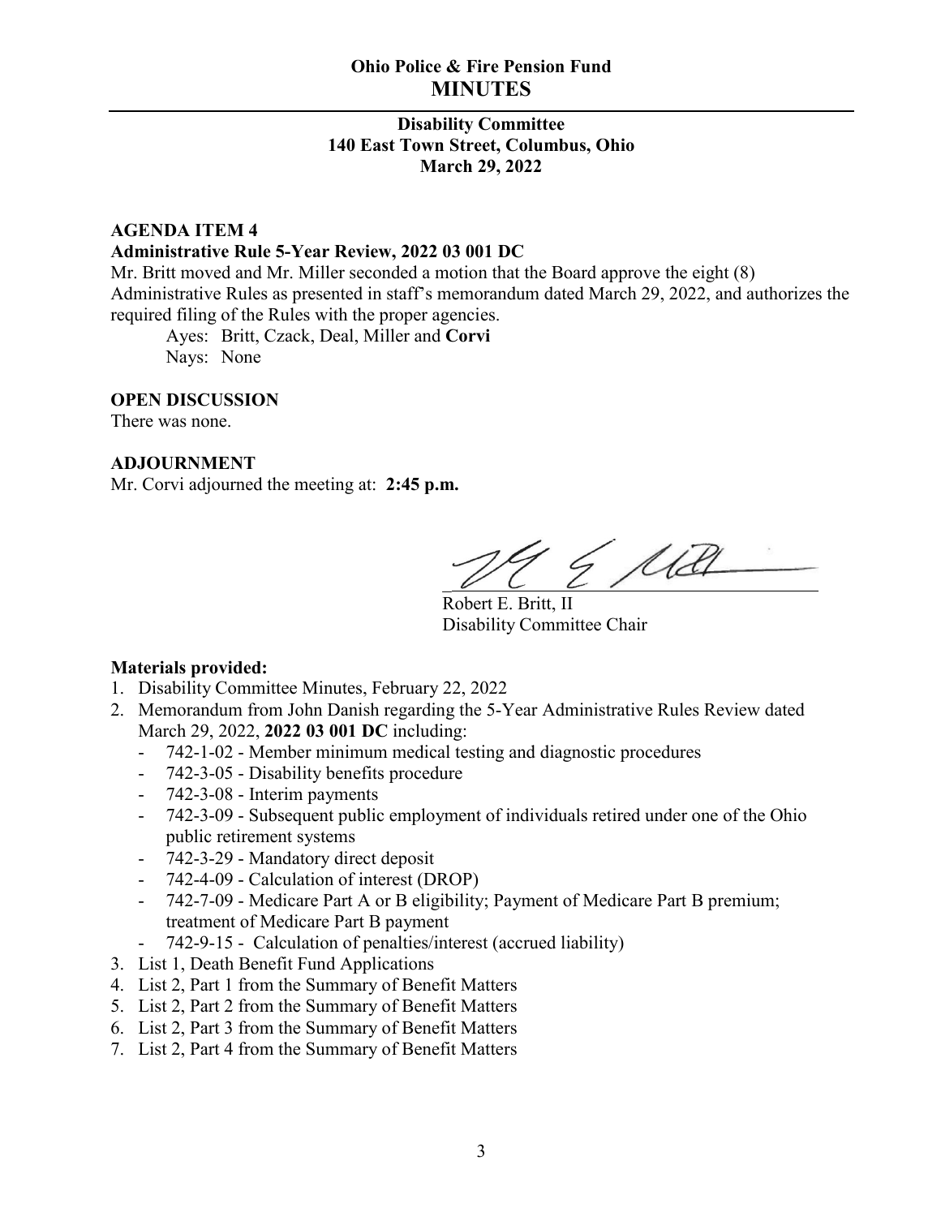**Ohio Police & Fire Pension Fund**
**MINUTES**

**Disability Committee**
**140 East Town Street, Columbus, Ohio**
**March 29, 2022**

**AGENDA ITEM 4**
**Administrative Rule 5-Year Review, 2022 03 001 DC**

Mr. Britt moved and Mr. Miller seconded a motion that the Board approve the eight (8) Administrative Rules as presented in staff's memorandum dated March 29, 2022, and authorizes the required filing of the Rules with the proper agencies.

Ayes: Britt, Czack, Deal, Miller and **Corvi**
Nays: None

**OPEN DISCUSSION**

There was none.

**ADJOURNMENT**

Mr. Corvi adjourned the meeting at: **2:45 p.m.**

Robert E. Britt, II
Disability Committee Chair

**Materials provided:**

1. Disability Committee Minutes, February 22, 2022
2. Memorandum from John Danish regarding the 5-Year Administrative Rules Review dated March 29, 2022, **2022 03 001 DC** including:
   - 742-1-02 - Member minimum medical testing and diagnostic procedures
   - 742-3-05 - Disability benefits procedure
   - 742-3-08 - Interim payments
   - 742-3-09 - Subsequent public employment of individuals retired under one of the Ohio public retirement systems
   - 742-3-29 - Mandatory direct deposit
   - 742-4-09 - Calculation of interest (DROP)
   - 742-7-09 - Medicare Part A or B eligibility; Payment of Medicare Part B premium; treatment of Medicare Part B payment
   - 742-9-15 - Calculation of penalties/interest (accrued liability)
3. List 1, Death Benefit Fund Applications
4. List 2, Part 1 from the Summary of Benefit Matters
5. List 2, Part 2 from the Summary of Benefit Matters
6. List 2, Part 3 from the Summary of Benefit Matters
7. List 2, Part 4 from the Summary of Benefit Matters